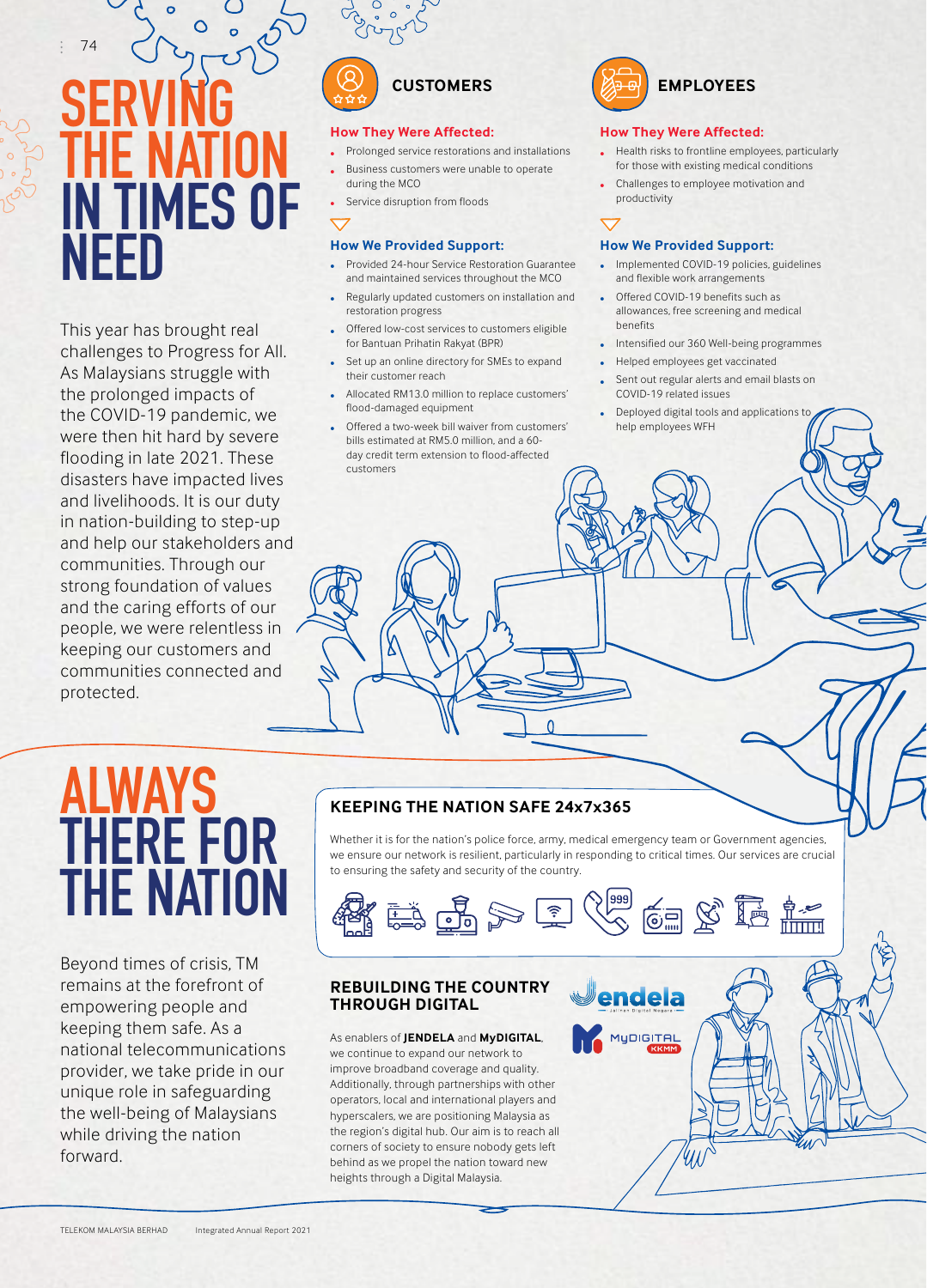# SERVING THE NATION IN TIMES OF NEED

This year has brought real challenges to Progress for All. As Malaysians struggle with the prolonged impacts of the COVID-19 pandemic, we were then hit hard by severe flooding in late 2021. These disasters have impacted lives and livelihoods. It is our duty in nation-building to step-up and help our stakeholders and communities. Through our strong foundation of values and the caring efforts of our people, we were relentless in keeping our customers and communities connected and protected.

## CUSTOMERS

### How They Were Affected:

- Prolonged service restorations and installations
- Business customers were unable to operate during the MCO
- Service disruption from floods

### How We Provided Support:

- Provided 24-hour Service Restoration Guarantee and maintained services throughout the MCO
- Regularly updated customers on installation and restoration progress
- Offered low-cost services to customers eligible for Bantuan Prihatin Rakyat (BPR)
- Set up an online directory for SMEs to expand their customer reach
- Allocated RM13.0 million to replace customers' flood-damaged equipment
- Offered a two-week bill waiver from customers' bills estimated at RM5.0 million, and a 60-day credit term extension to flood-affected customers

## EMPLOYEES

### How They Were Affected:

- Health risks to frontline employees, particularly for those with existing medical conditions
- Challenges to employee motivation and productivity

### How We Provided Support:

- Implemented COVID-19 policies, guidelines and flexible work arrangements
- Offered COVID-19 benefits such as allowances, free screening and medical benefits
- Intensified our 360 Well-being programmes
- Helped employees get vaccinated
- Sent out regular alerts and email blasts on COVID-19 related issues
- Deployed digital tools and applications to help employees WFH

# ALWAYS THERE FOR THE NATION

Beyond times of crisis, TM remains at the forefront of empowering people and keeping them safe. As a national telecommunications provider, we take pride in our unique role in safeguarding the well-being of Malaysians while driving the nation forward.

## KEEPING THE NATION SAFE 24x7x365

Whether it is for the nation's police force, army, medical emergency team or Government agencies, we ensure our network is resilient, particularly in responding to critical times. Our services are crucial to ensuring the safety and security of the country.

## REBUILDING THE COUNTRY THROUGH DIGITAL

As enablers of **JENDELA** and **MyDIGITAL**, we continue to expand our network to improve broadband coverage and quality. Additionally, through partnerships with other operators, local and international players and hyperscalers, we are positioning Malaysia as the region's digital hub. Our aim is to reach all corners of society to ensure nobody gets left behind as we propel the nation toward new heights through a Digital Malaysia.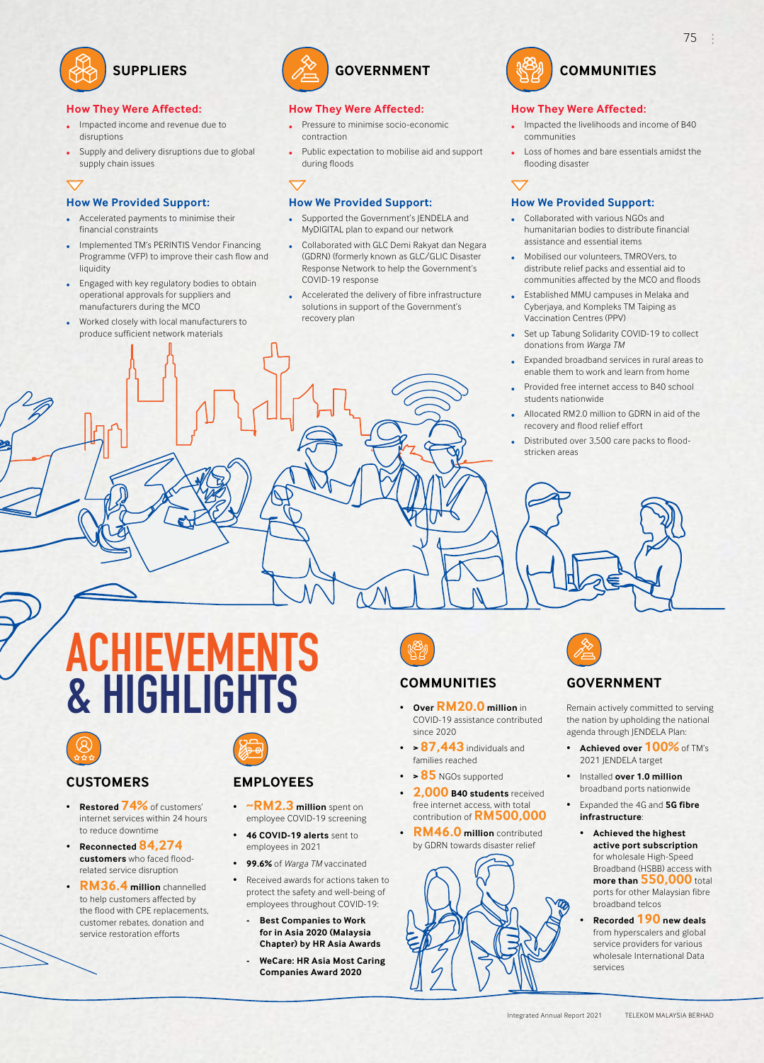## SUPPLIERS

### How They Were Affected:

- Impacted income and revenue due to disruptions
- Supply and delivery disruptions due to global supply chain issues

### How We Provided Support:

- Accelerated payments to minimise their financial constraints
- Implemented TM's PERINTIS Vendor Financing Programme (VFP) to improve their cash flow and liquidity
- Engaged with key regulatory bodies to obtain operational approvals for suppliers and manufacturers during the MCO
- Worked closely with local manufacturers to produce sufficient network materials

## GOVERNMENT

### How They Were Affected:

- Pressure to minimise socio-economic contraction
- Public expectation to mobilise aid and support during floods

### How We Provided Support:

- Supported the Government's JENDELA and MyDIGITAL plan to expand our network
- Collaborated with GLC Demi Rakyat dan Negara (GDRN) (formerly known as GLC/GLIC Disaster Response Network to help the Government's COVID-19 response
- Accelerated the delivery of fibre infrastructure solutions in support of the Government's recovery plan

## COMMUNITIES

### How They Were Affected:

- Impacted the livelihoods and income of B40 communities
- Loss of homes and bare essentials amidst the flooding disaster

### How We Provided Support:

- Collaborated with various NGOs and humanitarian bodies to distribute financial assistance and essential items
- Mobilised our volunteers, TMROVers, to distribute relief packs and essential aid to communities affected by the MCO and floods
- Established MMU campuses in Melaka and Cyberjaya, and Kompleks TM Taiping as Vaccination Centres (PPV)
- Set up Tabung Solidarity COVID-19 to collect donations from *Warga TM*
- Expanded broadband services in rural areas to enable them to work and learn from home
- Provided free internet access to B40 school students nationwide
- Allocated RM2.0 million to GDRN in aid of the recovery and flood relief effort
- Distributed over 3,500 care packs to flood-stricken areas

# ACHIEVEMENTS & HIGHLIGHTS

## CUSTOMERS

- **Restored 74%** of customers' internet services within 24 hours to reduce downtime
- **Reconnected 84,274 customers** who faced flood-related service disruption
- **RM36.4 million** channelled to help customers affected by the flood with CPE replacements, customer rebates, donation and service restoration efforts

## EMPLOYEES

- **~RM2.3 million** spent on employee COVID-19 screening
- **46 COVID-19 alerts** sent to employees in 2021
- **99.6%** of *Warga TM* vaccinated
- Received awards for actions taken to protect the safety and well-being of employees throughout COVID-19:
  - **Best Companies to Work for in Asia 2020 (Malaysia Chapter) by HR Asia Awards**
  - **WeCare: HR Asia Most Caring Companies Award 2020**

## COMMUNITIES

- **Over RM20.0 million** in COVID-19 assistance contributed since 2020
- **> 87,443** individuals and families reached
- **> 85** NGOs supported
- **2,000 B40 students** received free internet access, with total contribution of **RM500,000**
- **RM46.0 million** contributed by GDRN towards disaster relief

## GOVERNMENT

Remain actively committed to serving the nation by upholding the national agenda through JENDELA Plan:

- **Achieved over 100%** of TM's 2021 JENDELA target
- Installed **over 1.0 million** broadband ports nationwide
- Expanded the 4G and **5G fibre infrastructure**:
  - **Achieved the highest active port subscription** for wholesale High-Speed Broadband (HSBB) access with **more than 550,000** total ports for other Malaysian fibre broadband telcos
  - **Recorded 190 new deals** from hyperscalers and global service providers for various wholesale International Data services